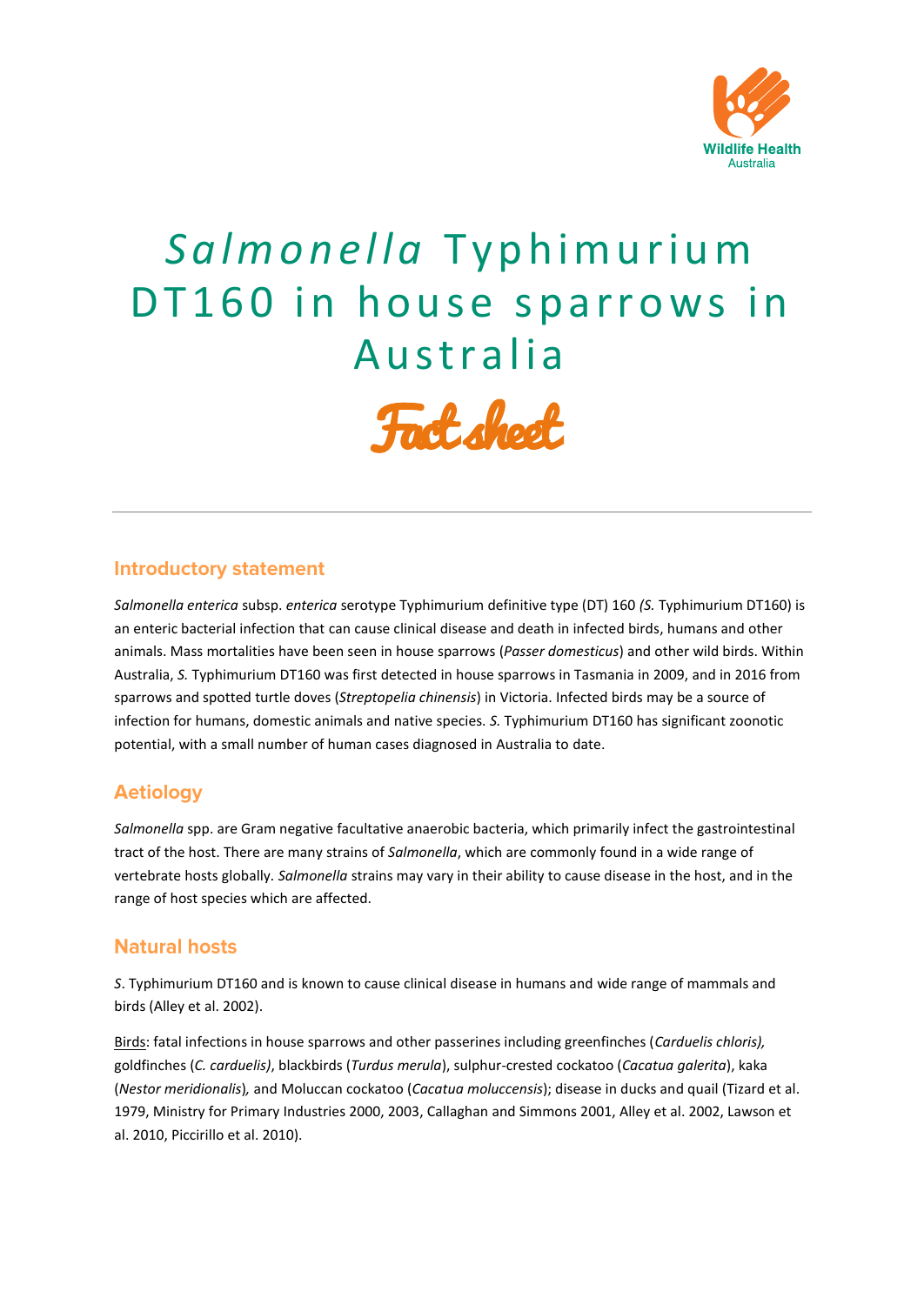Wildlife Health Australia

# *Salmonella* Typhimurium DT160 in house sparrows in Australia

## Fact sheet

---

### Introductory statement

*Salmonella enterica* subsp. *enterica* serotype Typhimurium definitive type (DT) 160 *(S.* Typhimurium DT160) is an enteric bacterial infection that can cause clinical disease and death in infected birds, humans and other animals. Mass mortalities have been seen in house sparrows (*Passer domesticus*) and other wild birds. Within Australia, *S.* Typhimurium DT160 was first detected in house sparrows in Tasmania in 2009, and in 2016 from sparrows and spotted turtle doves (*Streptopelia chinensis*) in Victoria. Infected birds may be a source of infection for humans, domestic animals and native species. *S.* Typhimurium DT160 has significant zoonotic potential, with a small number of human cases diagnosed in Australia to date.

### Aetiology

*Salmonella* spp. are Gram negative facultative anaerobic bacteria, which primarily infect the gastrointestinal tract of the host. There are many strains of *Salmonella*, which are commonly found in a wide range of vertebrate hosts globally. *Salmonella* strains may vary in their ability to cause disease in the host, and in the range of host species which are affected.

### Natural hosts

*S*. Typhimurium DT160 and is known to cause clinical disease in humans and wide range of mammals and birds (Alley et al. 2002).

Birds: fatal infections in house sparrows and other passerines including greenfinches (*Carduelis chloris),* goldfinches (*C. carduelis)*, blackbirds (*Turdus merula*), sulphur-crested cockatoo (*Cacatua galerita*), kaka (*Nestor meridionalis*)*,* and Moluccan cockatoo (*Cacatua moluccensis*); disease in ducks and quail (Tizard et al. 1979, Ministry for Primary Industries 2000, 2003, Callaghan and Simmons 2001, Alley et al. 2002, Lawson et al. 2010, Piccirillo et al. 2010).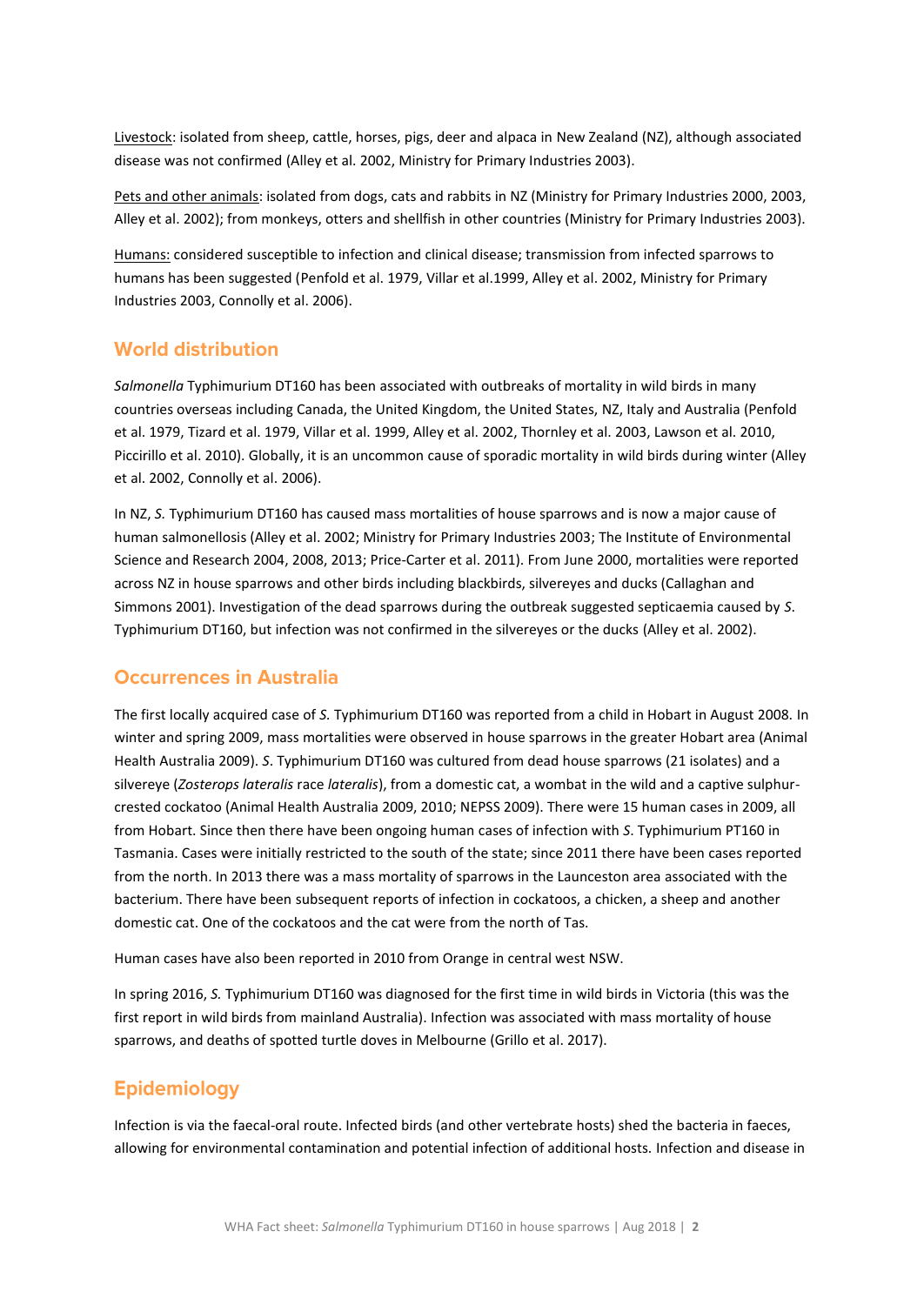Livestock: isolated from sheep, cattle, horses, pigs, deer and alpaca in New Zealand (NZ), although associated disease was not confirmed (Alley et al. 2002, Ministry for Primary Industries 2003).

Pets and other animals: isolated from dogs, cats and rabbits in NZ (Ministry for Primary Industries 2000, 2003, Alley et al. 2002); from monkeys, otters and shellfish in other countries (Ministry for Primary Industries 2003).

Humans: considered susceptible to infection and clinical disease; transmission from infected sparrows to humans has been suggested (Penfold et al. 1979, Villar et al.1999, Alley et al. 2002, Ministry for Primary Industries 2003, Connolly et al. 2006).

## World distribution

*Salmonella* Typhimurium DT160 has been associated with outbreaks of mortality in wild birds in many countries overseas including Canada, the United Kingdom, the United States, NZ, Italy and Australia (Penfold et al. 1979, Tizard et al. 1979, Villar et al. 1999, Alley et al. 2002, Thornley et al. 2003, Lawson et al. 2010, Piccirillo et al. 2010). Globally, it is an uncommon cause of sporadic mortality in wild birds during winter (Alley et al. 2002, Connolly et al. 2006).

In NZ, *S.* Typhimurium DT160 has caused mass mortalities of house sparrows and is now a major cause of human salmonellosis (Alley et al. 2002; Ministry for Primary Industries 2003; The Institute of Environmental Science and Research 2004, 2008, 2013; Price-Carter et al. 2011). From June 2000, mortalities were reported across NZ in house sparrows and other birds including blackbirds, silvereyes and ducks (Callaghan and Simmons 2001). Investigation of the dead sparrows during the outbreak suggested septicaemia caused by *S*. Typhimurium DT160, but infection was not confirmed in the silvereyes or the ducks (Alley et al. 2002).

## Occurrences in Australia

The first locally acquired case of *S.* Typhimurium DT160 was reported from a child in Hobart in August 2008. In winter and spring 2009, mass mortalities were observed in house sparrows in the greater Hobart area (Animal Health Australia 2009). *S*. Typhimurium DT160 was cultured from dead house sparrows (21 isolates) and a silvereye (*Zosterops lateralis* race *lateralis*), from a domestic cat, a wombat in the wild and a captive sulphur-crested cockatoo (Animal Health Australia 2009, 2010; NEPSS 2009). There were 15 human cases in 2009, all from Hobart. Since then there have been ongoing human cases of infection with *S*. Typhimurium PT160 in Tasmania. Cases were initially restricted to the south of the state; since 2011 there have been cases reported from the north. In 2013 there was a mass mortality of sparrows in the Launceston area associated with the bacterium. There have been subsequent reports of infection in cockatoos, a chicken, a sheep and another domestic cat. One of the cockatoos and the cat were from the north of Tas.

Human cases have also been reported in 2010 from Orange in central west NSW.

In spring 2016, *S.* Typhimurium DT160 was diagnosed for the first time in wild birds in Victoria (this was the first report in wild birds from mainland Australia). Infection was associated with mass mortality of house sparrows, and deaths of spotted turtle doves in Melbourne (Grillo et al. 2017).

## Epidemiology

Infection is via the faecal-oral route. Infected birds (and other vertebrate hosts) shed the bacteria in faeces, allowing for environmental contamination and potential infection of additional hosts. Infection and disease in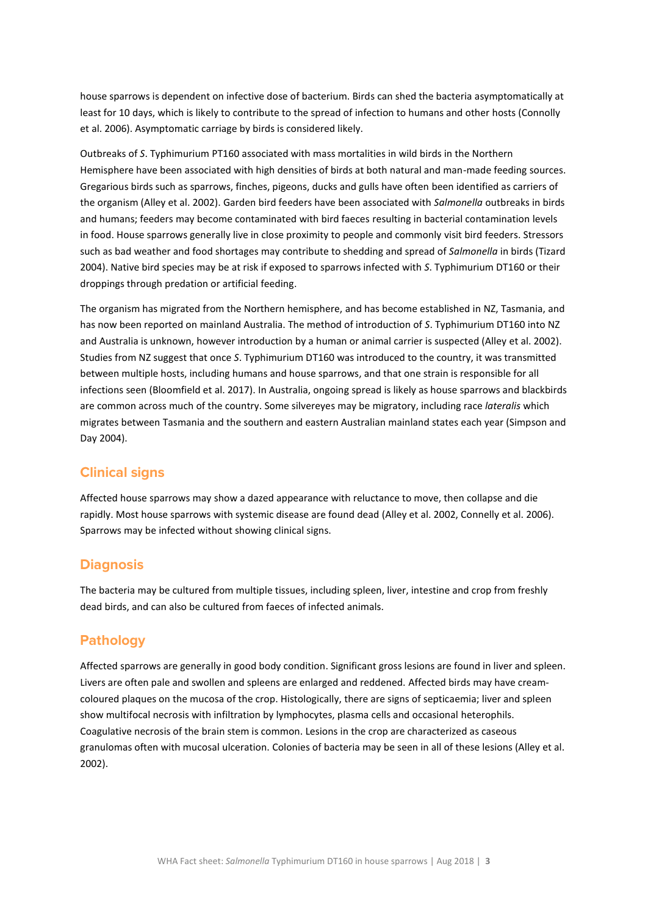house sparrows is dependent on infective dose of bacterium. Birds can shed the bacteria asymptomatically at least for 10 days, which is likely to contribute to the spread of infection to humans and other hosts (Connolly et al. 2006). Asymptomatic carriage by birds is considered likely.

Outbreaks of *S*. Typhimurium PT160 associated with mass mortalities in wild birds in the Northern Hemisphere have been associated with high densities of birds at both natural and man-made feeding sources. Gregarious birds such as sparrows, finches, pigeons, ducks and gulls have often been identified as carriers of the organism (Alley et al. 2002). Garden bird feeders have been associated with *Salmonella* outbreaks in birds and humans; feeders may become contaminated with bird faeces resulting in bacterial contamination levels in food. House sparrows generally live in close proximity to people and commonly visit bird feeders. Stressors such as bad weather and food shortages may contribute to shedding and spread of *Salmonella* in birds (Tizard 2004). Native bird species may be at risk if exposed to sparrows infected with *S*. Typhimurium DT160 or their droppings through predation or artificial feeding.

The organism has migrated from the Northern hemisphere, and has become established in NZ, Tasmania, and has now been reported on mainland Australia. The method of introduction of *S*. Typhimurium DT160 into NZ and Australia is unknown, however introduction by a human or animal carrier is suspected (Alley et al. 2002). Studies from NZ suggest that once *S*. Typhimurium DT160 was introduced to the country, it was transmitted between multiple hosts, including humans and house sparrows, and that one strain is responsible for all infections seen (Bloomfield et al. 2017). In Australia, ongoing spread is likely as house sparrows and blackbirds are common across much of the country. Some silvereyes may be migratory, including race *lateralis* which migrates between Tasmania and the southern and eastern Australian mainland states each year (Simpson and Day 2004).

## Clinical signs

Affected house sparrows may show a dazed appearance with reluctance to move, then collapse and die rapidly. Most house sparrows with systemic disease are found dead (Alley et al. 2002, Connelly et al. 2006). Sparrows may be infected without showing clinical signs.

## Diagnosis

The bacteria may be cultured from multiple tissues, including spleen, liver, intestine and crop from freshly dead birds, and can also be cultured from faeces of infected animals.

## Pathology

Affected sparrows are generally in good body condition. Significant gross lesions are found in liver and spleen. Livers are often pale and swollen and spleens are enlarged and reddened. Affected birds may have cream-coloured plaques on the mucosa of the crop. Histologically, there are signs of septicaemia; liver and spleen show multifocal necrosis with infiltration by lymphocytes, plasma cells and occasional heterophils. Coagulative necrosis of the brain stem is common. Lesions in the crop are characterized as caseous granulomas often with mucosal ulceration. Colonies of bacteria may be seen in all of these lesions (Alley et al. 2002).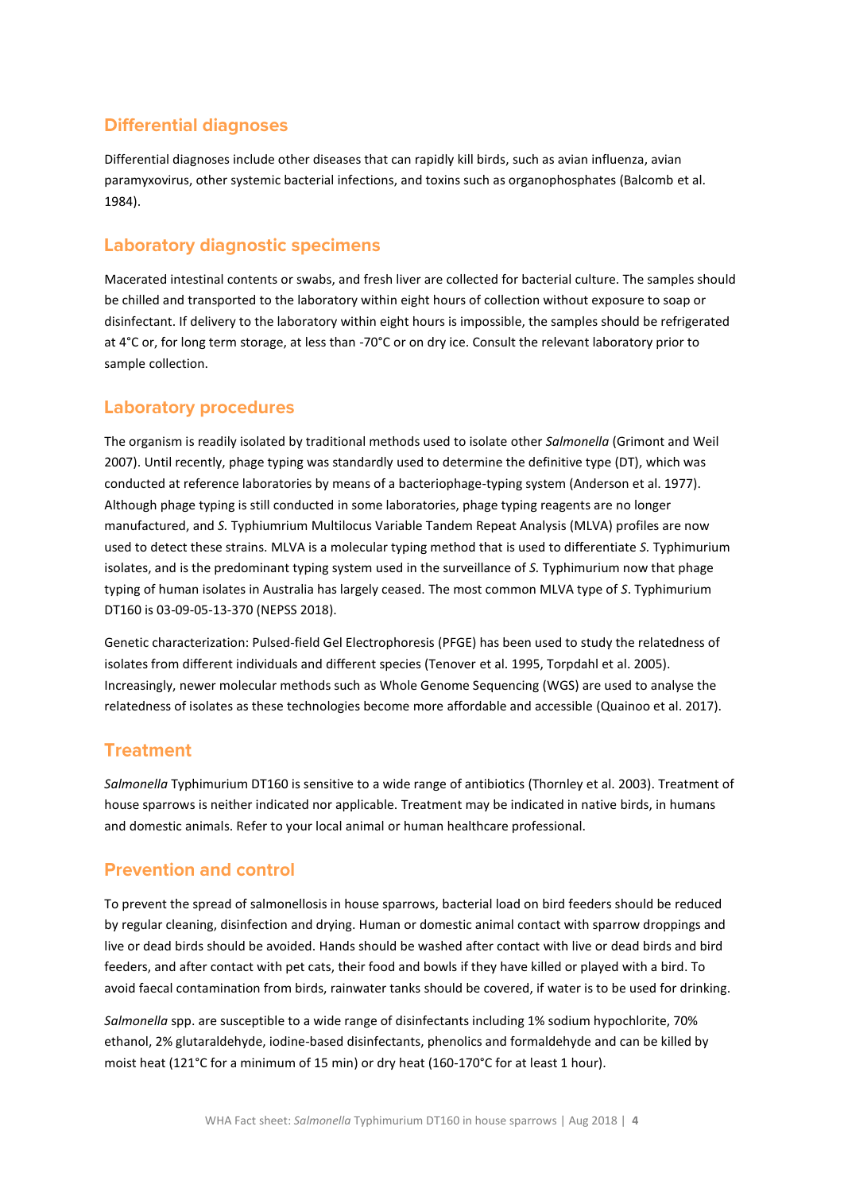## Differential diagnoses

Differential diagnoses include other diseases that can rapidly kill birds, such as avian influenza, avian paramyxovirus, other systemic bacterial infections, and toxins such as organophosphates (Balcomb et al. 1984).

## Laboratory diagnostic specimens

Macerated intestinal contents or swabs, and fresh liver are collected for bacterial culture. The samples should be chilled and transported to the laboratory within eight hours of collection without exposure to soap or disinfectant. If delivery to the laboratory within eight hours is impossible, the samples should be refrigerated at 4°C or, for long term storage, at less than -70°C or on dry ice. Consult the relevant laboratory prior to sample collection.

## Laboratory procedures

The organism is readily isolated by traditional methods used to isolate other *Salmonella* (Grimont and Weil 2007). Until recently, phage typing was standardly used to determine the definitive type (DT), which was conducted at reference laboratories by means of a bacteriophage-typing system (Anderson et al. 1977). Although phage typing is still conducted in some laboratories, phage typing reagents are no longer manufactured, and *S.* Typhiumrium Multilocus Variable Tandem Repeat Analysis (MLVA) profiles are now used to detect these strains. MLVA is a molecular typing method that is used to differentiate *S.* Typhimurium isolates, and is the predominant typing system used in the surveillance of *S.* Typhimurium now that phage typing of human isolates in Australia has largely ceased. The most common MLVA type of *S*. Typhimurium DT160 is 03-09-05-13-370 (NEPSS 2018).

Genetic characterization: Pulsed-field Gel Electrophoresis (PFGE) has been used to study the relatedness of isolates from different individuals and different species (Tenover et al. 1995, Torpdahl et al. 2005). Increasingly, newer molecular methods such as Whole Genome Sequencing (WGS) are used to analyse the relatedness of isolates as these technologies become more affordable and accessible (Quainoo et al. 2017).

## Treatment

*Salmonella* Typhimurium DT160 is sensitive to a wide range of antibiotics (Thornley et al. 2003). Treatment of house sparrows is neither indicated nor applicable. Treatment may be indicated in native birds, in humans and domestic animals. Refer to your local animal or human healthcare professional.

## Prevention and control

To prevent the spread of salmonellosis in house sparrows, bacterial load on bird feeders should be reduced by regular cleaning, disinfection and drying. Human or domestic animal contact with sparrow droppings and live or dead birds should be avoided. Hands should be washed after contact with live or dead birds and bird feeders, and after contact with pet cats, their food and bowls if they have killed or played with a bird. To avoid faecal contamination from birds, rainwater tanks should be covered, if water is to be used for drinking.

*Salmonella* spp. are susceptible to a wide range of disinfectants including 1% sodium hypochlorite, 70% ethanol, 2% glutaraldehyde, iodine-based disinfectants, phenolics and formaldehyde and can be killed by moist heat (121°C for a minimum of 15 min) or dry heat (160-170°C for at least 1 hour).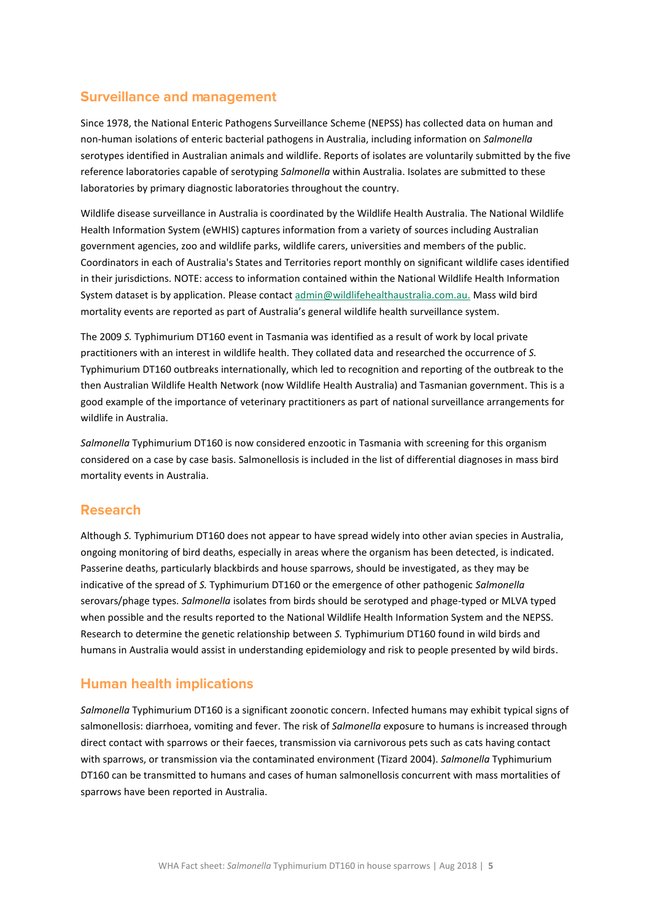## Surveillance and management

Since 1978, the National Enteric Pathogens Surveillance Scheme (NEPSS) has collected data on human and non-human isolations of enteric bacterial pathogens in Australia, including information on *Salmonella* serotypes identified in Australian animals and wildlife. Reports of isolates are voluntarily submitted by the five reference laboratories capable of serotyping *Salmonella* within Australia. Isolates are submitted to these laboratories by primary diagnostic laboratories throughout the country.

Wildlife disease surveillance in Australia is coordinated by the Wildlife Health Australia. The National Wildlife Health Information System (eWHIS) captures information from a variety of sources including Australian government agencies, zoo and wildlife parks, wildlife carers, universities and members of the public. Coordinators in each of Australia's States and Territories report monthly on significant wildlife cases identified in their jurisdictions. NOTE: access to information contained within the National Wildlife Health Information System dataset is by application. Please contact admin@wildlifehealthaustralia.com.au. Mass wild bird mortality events are reported as part of Australia's general wildlife health surveillance system.

The 2009 *S.* Typhimurium DT160 event in Tasmania was identified as a result of work by local private practitioners with an interest in wildlife health. They collated data and researched the occurrence of *S.* Typhimurium DT160 outbreaks internationally, which led to recognition and reporting of the outbreak to the then Australian Wildlife Health Network (now Wildlife Health Australia) and Tasmanian government. This is a good example of the importance of veterinary practitioners as part of national surveillance arrangements for wildlife in Australia.

*Salmonella* Typhimurium DT160 is now considered enzootic in Tasmania with screening for this organism considered on a case by case basis. Salmonellosis is included in the list of differential diagnoses in mass bird mortality events in Australia.

## Research

Although *S.* Typhimurium DT160 does not appear to have spread widely into other avian species in Australia, ongoing monitoring of bird deaths, especially in areas where the organism has been detected, is indicated. Passerine deaths, particularly blackbirds and house sparrows, should be investigated, as they may be indicative of the spread of *S.* Typhimurium DT160 or the emergence of other pathogenic *Salmonella* serovars/phage types. *Salmonella* isolates from birds should be serotyped and phage-typed or MLVA typed when possible and the results reported to the National Wildlife Health Information System and the NEPSS. Research to determine the genetic relationship between *S.* Typhimurium DT160 found in wild birds and humans in Australia would assist in understanding epidemiology and risk to people presented by wild birds.

## Human health implications

*Salmonella* Typhimurium DT160 is a significant zoonotic concern. Infected humans may exhibit typical signs of salmonellosis: diarrhoea, vomiting and fever. The risk of *Salmonella* exposure to humans is increased through direct contact with sparrows or their faeces, transmission via carnivorous pets such as cats having contact with sparrows, or transmission via the contaminated environment (Tizard 2004). *Salmonella* Typhimurium DT160 can be transmitted to humans and cases of human salmonellosis concurrent with mass mortalities of sparrows have been reported in Australia.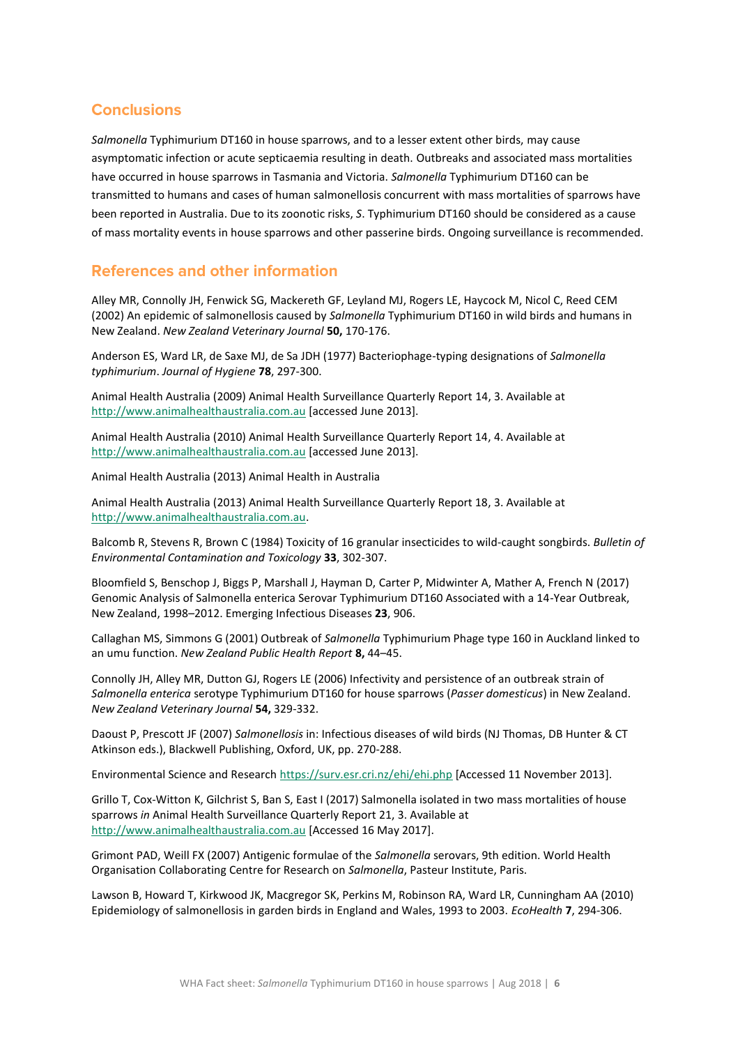## Conclusions

*Salmonella* Typhimurium DT160 in house sparrows, and to a lesser extent other birds, may cause asymptomatic infection or acute septicaemia resulting in death. Outbreaks and associated mass mortalities have occurred in house sparrows in Tasmania and Victoria. *Salmonella* Typhimurium DT160 can be transmitted to humans and cases of human salmonellosis concurrent with mass mortalities of sparrows have been reported in Australia. Due to its zoonotic risks, *S*. Typhimurium DT160 should be considered as a cause of mass mortality events in house sparrows and other passerine birds. Ongoing surveillance is recommended.

## References and other information

Alley MR, Connolly JH, Fenwick SG, Mackereth GF, Leyland MJ, Rogers LE, Haycock M, Nicol C, Reed CEM (2002) An epidemic of salmonellosis caused by *Salmonella* Typhimurium DT160 in wild birds and humans in New Zealand. *New Zealand Veterinary Journal* **50,** 170-176.

Anderson ES, Ward LR, de Saxe MJ, de Sa JDH (1977) Bacteriophage-typing designations of *Salmonella typhimurium*. *Journal of Hygiene* **78**, 297-300.

Animal Health Australia (2009) Animal Health Surveillance Quarterly Report 14, 3. Available at http://www.animalhealthaustralia.com.au [accessed June 2013].

Animal Health Australia (2010) Animal Health Surveillance Quarterly Report 14, 4. Available at http://www.animalhealthaustralia.com.au [accessed June 2013].

Animal Health Australia (2013) Animal Health in Australia

Animal Health Australia (2013) Animal Health Surveillance Quarterly Report 18, 3. Available at http://www.animalhealthaustralia.com.au.

Balcomb R, Stevens R, Brown C (1984) Toxicity of 16 granular insecticides to wild-caught songbirds. *Bulletin of Environmental Contamination and Toxicology* **33**, 302-307.

Bloomfield S, Benschop J, Biggs P, Marshall J, Hayman D, Carter P, Midwinter A, Mather A, French N (2017) Genomic Analysis of Salmonella enterica Serovar Typhimurium DT160 Associated with a 14-Year Outbreak, New Zealand, 1998–2012. Emerging Infectious Diseases **23**, 906.

Callaghan MS, Simmons G (2001) Outbreak of *Salmonella* Typhimurium Phage type 160 in Auckland linked to an umu function. *New Zealand Public Health Report* **8,** 44–45.

Connolly JH, Alley MR, Dutton GJ, Rogers LE (2006) Infectivity and persistence of an outbreak strain of *Salmonella enterica* serotype Typhimurium DT160 for house sparrows (*Passer domesticus*) in New Zealand. *New Zealand Veterinary Journal* **54,** 329-332.

Daoust P, Prescott JF (2007) *Salmonellosis* in: Infectious diseases of wild birds (NJ Thomas, DB Hunter & CT Atkinson eds.), Blackwell Publishing, Oxford, UK, pp. 270-288.

Environmental Science and Research https://surv.esr.cri.nz/ehi/ehi.php [Accessed 11 November 2013].

Grillo T, Cox-Witton K, Gilchrist S, Ban S, East I (2017) Salmonella isolated in two mass mortalities of house sparrows *in* Animal Health Surveillance Quarterly Report 21, 3. Available at http://www.animalhealthaustralia.com.au [Accessed 16 May 2017].

Grimont PAD, Weill FX (2007) Antigenic formulae of the *Salmonella* serovars, 9th edition. World Health Organisation Collaborating Centre for Research on *Salmonella*, Pasteur Institute, Paris.

Lawson B, Howard T, Kirkwood JK, Macgregor SK, Perkins M, Robinson RA, Ward LR, Cunningham AA (2010) Epidemiology of salmonellosis in garden birds in England and Wales, 1993 to 2003. *EcoHealth* **7**, 294-306.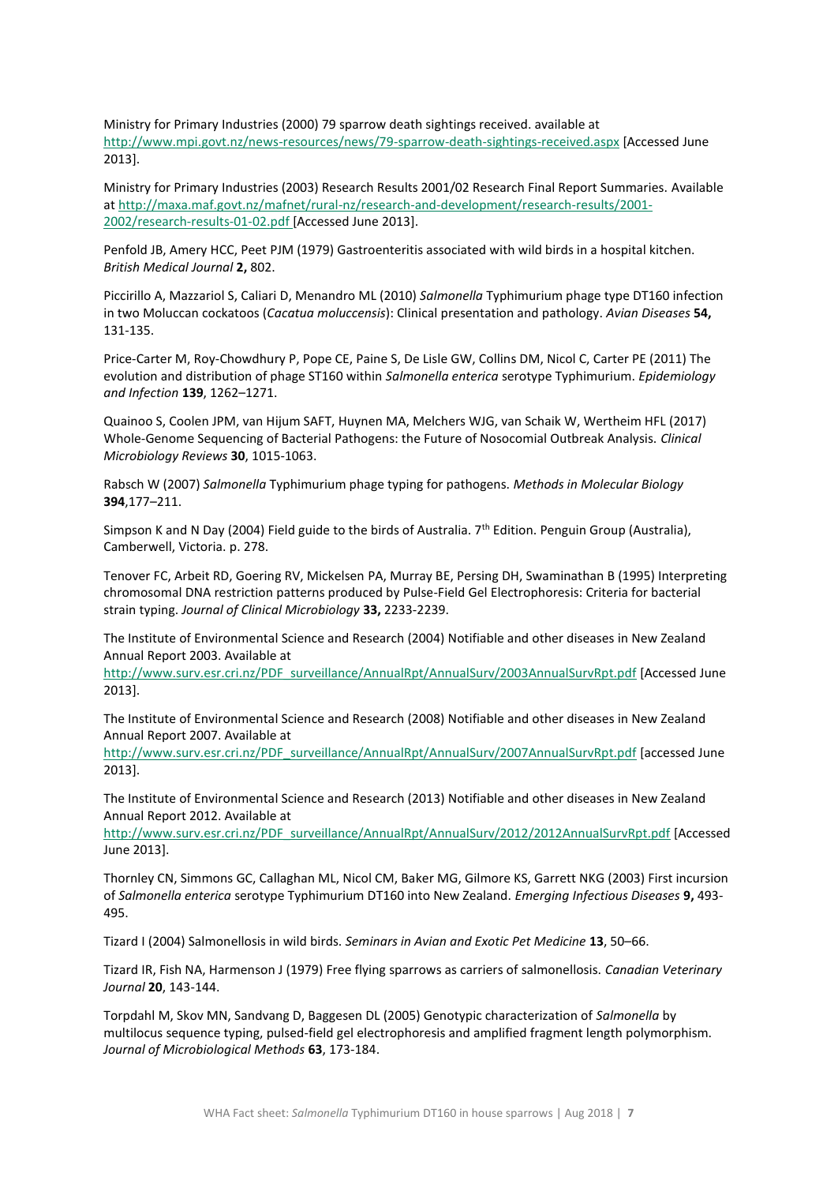Ministry for Primary Industries (2000) 79 sparrow death sightings received. available at http://www.mpi.govt.nz/news-resources/news/79-sparrow-death-sightings-received.aspx [Accessed June 2013].

Ministry for Primary Industries (2003) Research Results 2001/02 Research Final Report Summaries. Available at http://maxa.maf.govt.nz/mafnet/rural-nz/research-and-development/research-results/2001-2002/research-results-01-02.pdf [Accessed June 2013].

Penfold JB, Amery HCC, Peet PJM (1979) Gastroenteritis associated with wild birds in a hospital kitchen. *British Medical Journal* **2,** 802.

Piccirillo A, Mazzariol S, Caliari D, Menandro ML (2010) *Salmonella* Typhimurium phage type DT160 infection in two Moluccan cockatoos (*Cacatua moluccensis*): Clinical presentation and pathology. *Avian Diseases* **54,** 131-135.

Price-Carter M, Roy-Chowdhury P, Pope CE, Paine S, De Lisle GW, Collins DM, Nicol C, Carter PE (2011) The evolution and distribution of phage ST160 within *Salmonella enterica* serotype Typhimurium. *Epidemiology and Infection* **139**, 1262–1271.

Quainoo S, Coolen JPM, van Hijum SAFT, Huynen MA, Melchers WJG, van Schaik W, Wertheim HFL (2017) Whole-Genome Sequencing of Bacterial Pathogens: the Future of Nosocomial Outbreak Analysis. *Clinical Microbiology Reviews* **30**, 1015-1063.

Rabsch W (2007) *Salmonella* Typhimurium phage typing for pathogens. *Methods in Molecular Biology* **394**,177–211.

Simpson K and N Day (2004) Field guide to the birds of Australia. 7th Edition. Penguin Group (Australia), Camberwell, Victoria. p. 278.

Tenover FC, Arbeit RD, Goering RV, Mickelsen PA, Murray BE, Persing DH, Swaminathan B (1995) Interpreting chromosomal DNA restriction patterns produced by Pulse-Field Gel Electrophoresis: Criteria for bacterial strain typing. *Journal of Clinical Microbiology* **33,** 2233-2239.

The Institute of Environmental Science and Research (2004) Notifiable and other diseases in New Zealand Annual Report 2003. Available at http://www.surv.esr.cri.nz/PDF_surveillance/AnnualRpt/AnnualSurv/2003AnnualSurvRpt.pdf [Accessed June 2013].

The Institute of Environmental Science and Research (2008) Notifiable and other diseases in New Zealand Annual Report 2007. Available at http://www.surv.esr.cri.nz/PDF_surveillance/AnnualRpt/AnnualSurv/2007AnnualSurvRpt.pdf [accessed June 2013].

The Institute of Environmental Science and Research (2013) Notifiable and other diseases in New Zealand Annual Report 2012. Available at http://www.surv.esr.cri.nz/PDF_surveillance/AnnualRpt/AnnualSurv/2012/2012AnnualSurvRpt.pdf [Accessed June 2013].

Thornley CN, Simmons GC, Callaghan ML, Nicol CM, Baker MG, Gilmore KS, Garrett NKG (2003) First incursion of *Salmonella enterica* serotype Typhimurium DT160 into New Zealand. *Emerging Infectious Diseases* **9,** 493-495.

Tizard I (2004) Salmonellosis in wild birds. *Seminars in Avian and Exotic Pet Medicine* **13**, 50–66.

Tizard IR, Fish NA, Harmenson J (1979) Free flying sparrows as carriers of salmonellosis. *Canadian Veterinary Journal* **20**, 143-144.

Torpdahl M, Skov MN, Sandvang D, Baggesen DL (2005) Genotypic characterization of *Salmonella* by multilocus sequence typing, pulsed-field gel electrophoresis and amplified fragment length polymorphism. *Journal of Microbiological Methods* **63**, 173-184.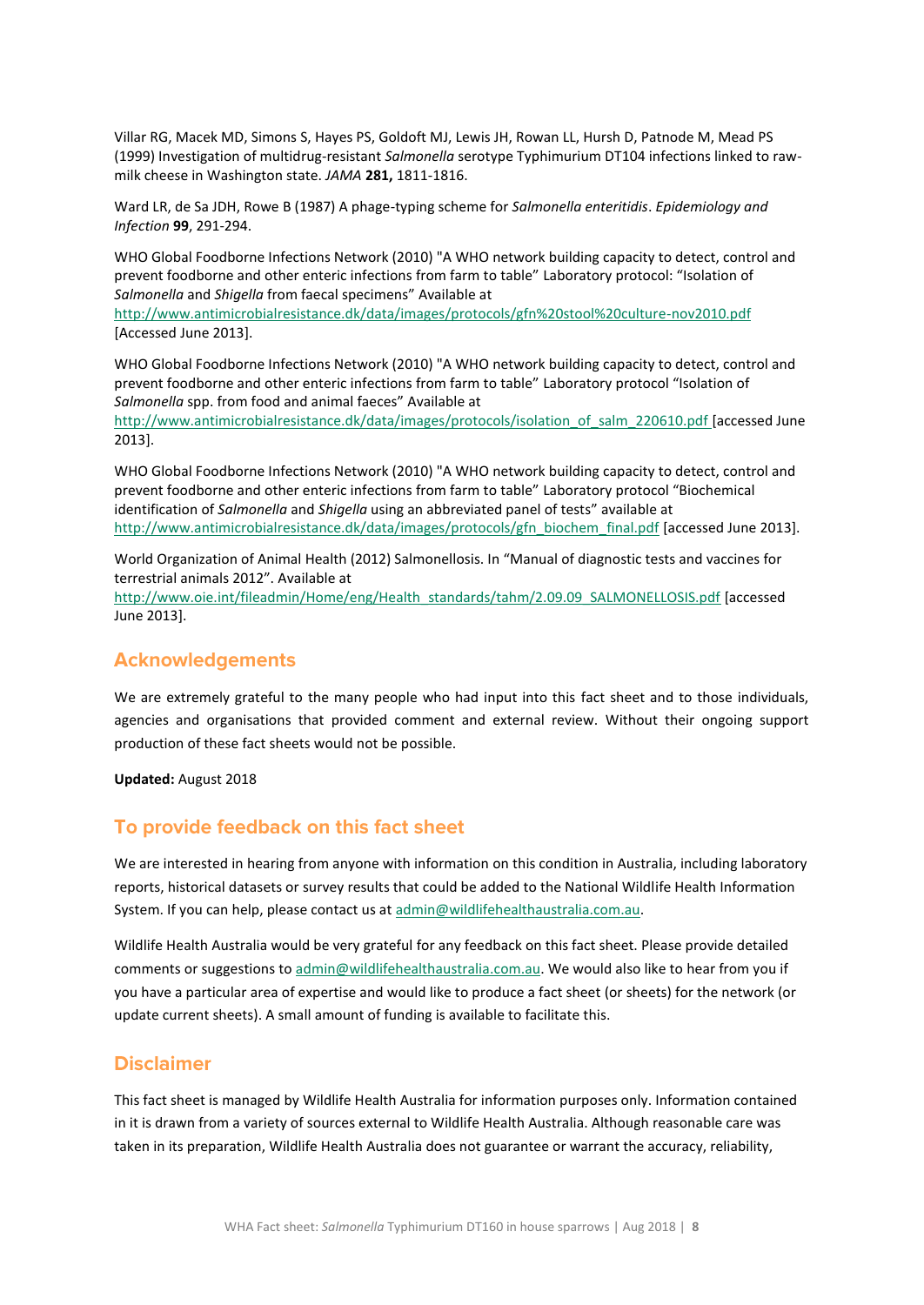Villar RG, Macek MD, Simons S, Hayes PS, Goldoft MJ, Lewis JH, Rowan LL, Hursh D, Patnode M, Mead PS (1999) Investigation of multidrug-resistant *Salmonella* serotype Typhimurium DT104 infections linked to raw-milk cheese in Washington state. *JAMA* **281,** 1811-1816.

Ward LR, de Sa JDH, Rowe B (1987) A phage-typing scheme for *Salmonella enteritidis*. *Epidemiology and Infection* **99**, 291-294.

WHO Global Foodborne Infections Network (2010) "A WHO network building capacity to detect, control and prevent foodborne and other enteric infections from farm to table" Laboratory protocol: "Isolation of *Salmonella* and *Shigella* from faecal specimens" Available at http://www.antimicrobialresistance.dk/data/images/protocols/gfn%20stool%20culture-nov2010.pdf [Accessed June 2013].

WHO Global Foodborne Infections Network (2010) "A WHO network building capacity to detect, control and prevent foodborne and other enteric infections from farm to table" Laboratory protocol "Isolation of *Salmonella* spp. from food and animal faeces" Available at http://www.antimicrobialresistance.dk/data/images/protocols/isolation_of_salm_220610.pdf [accessed June 2013].

WHO Global Foodborne Infections Network (2010) "A WHO network building capacity to detect, control and prevent foodborne and other enteric infections from farm to table" Laboratory protocol "Biochemical identification of *Salmonella* and *Shigella* using an abbreviated panel of tests" available at http://www.antimicrobialresistance.dk/data/images/protocols/gfn_biochem_final.pdf [accessed June 2013].

World Organization of Animal Health (2012) Salmonellosis. In "Manual of diagnostic tests and vaccines for terrestrial animals 2012". Available at http://www.oie.int/fileadmin/Home/eng/Health_standards/tahm/2.09.09_SALMONELLOSIS.pdf [accessed June 2013].

## Acknowledgements

We are extremely grateful to the many people who had input into this fact sheet and to those individuals, agencies and organisations that provided comment and external review. Without their ongoing support production of these fact sheets would not be possible.

**Updated:** August 2018

## To provide feedback on this fact sheet

We are interested in hearing from anyone with information on this condition in Australia, including laboratory reports, historical datasets or survey results that could be added to the National Wildlife Health Information System. If you can help, please contact us at admin@wildlifehealthaustralia.com.au.

Wildlife Health Australia would be very grateful for any feedback on this fact sheet. Please provide detailed comments or suggestions to admin@wildlifehealthaustralia.com.au. We would also like to hear from you if you have a particular area of expertise and would like to produce a fact sheet (or sheets) for the network (or update current sheets). A small amount of funding is available to facilitate this.

## Disclaimer

This fact sheet is managed by Wildlife Health Australia for information purposes only. Information contained in it is drawn from a variety of sources external to Wildlife Health Australia. Although reasonable care was taken in its preparation, Wildlife Health Australia does not guarantee or warrant the accuracy, reliability,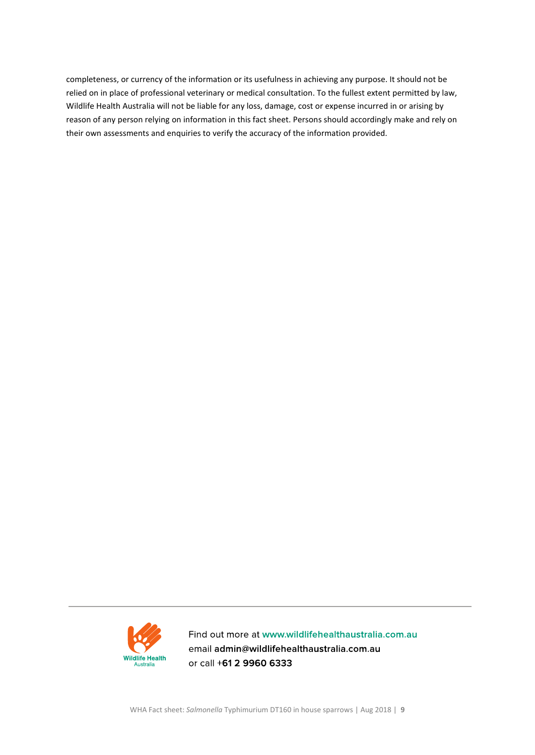completeness, or currency of the information or its usefulness in achieving any purpose. It should not be relied on in place of professional veterinary or medical consultation. To the fullest extent permitted by law, Wildlife Health Australia will not be liable for any loss, damage, cost or expense incurred in or arising by reason of any person relying on information in this fact sheet. Persons should accordingly make and rely on their own assessments and enquiries to verify the accuracy of the information provided.

Find out more at www.wildlifehealthaustralia.com.au
email **admin@wildlifehealthaustralia.com.au**
or call +**61 2 9960 6333**